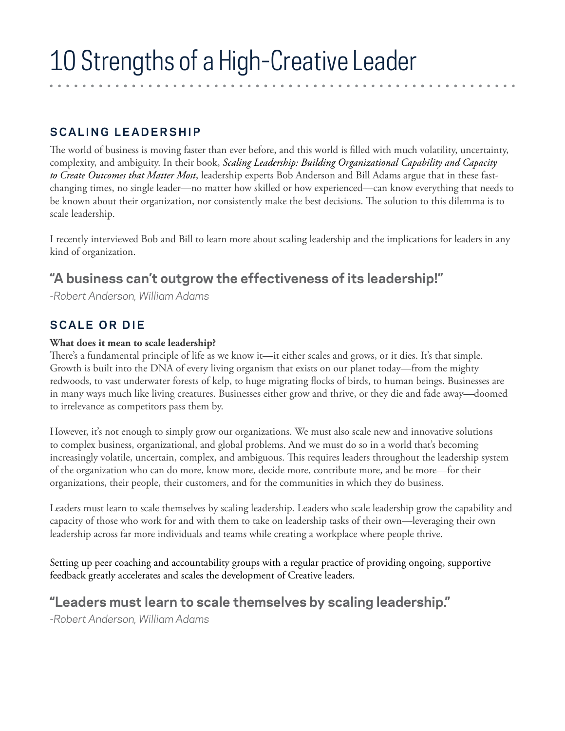# 10 Strengths of a High-Creative Leader

## SCALING LEADERSHIP

The world of business is moving faster than ever before, and this world is filled with much volatility, uncertainty, complexity, and ambiguity. In their book, ***Scaling Leadership: Building Organizational Capability and Capacity to Create Outcomes that Matter Most***, leadership experts Bob Anderson and Bill Adams argue that in these fast-changing times, no single leader—no matter how skilled or how experienced—can know everything that needs to be known about their organization, nor consistently make the best decisions. The solution to this dilemma is to scale leadership.

I recently interviewed Bob and Bill to learn more about scaling leadership and the implications for leaders in any kind of organization.

### "A business can't outgrow the effectiveness of its leadership!"

*-Robert Anderson, William Adams*

## SCALE OR DIE

**What does it mean to scale leadership?**

There's a fundamental principle of life as we know it—it either scales and grows, or it dies. It's that simple. Growth is built into the DNA of every living organism that exists on our planet today—from the mighty redwoods, to vast underwater forests of kelp, to huge migrating flocks of birds, to human beings. Businesses are in many ways much like living creatures. Businesses either grow and thrive, or they die and fade away—doomed to irrelevance as competitors pass them by.

However, it's not enough to simply grow our organizations. We must also scale new and innovative solutions to complex business, organizational, and global problems. And we must do so in a world that's becoming increasingly volatile, uncertain, complex, and ambiguous. This requires leaders throughout the leadership system of the organization who can do more, know more, decide more, contribute more, and be more—for their organizations, their people, their customers, and for the communities in which they do business.

Leaders must learn to scale themselves by scaling leadership. Leaders who scale leadership grow the capability and capacity of those who work for and with them to take on leadership tasks of their own—leveraging their own leadership across far more individuals and teams while creating a workplace where people thrive.

Setting up peer coaching and accountability groups with a regular practice of providing ongoing, supportive feedback greatly accelerates and scales the development of Creative leaders.

### "Leaders must learn to scale themselves by scaling leadership."

*-Robert Anderson, William Adams*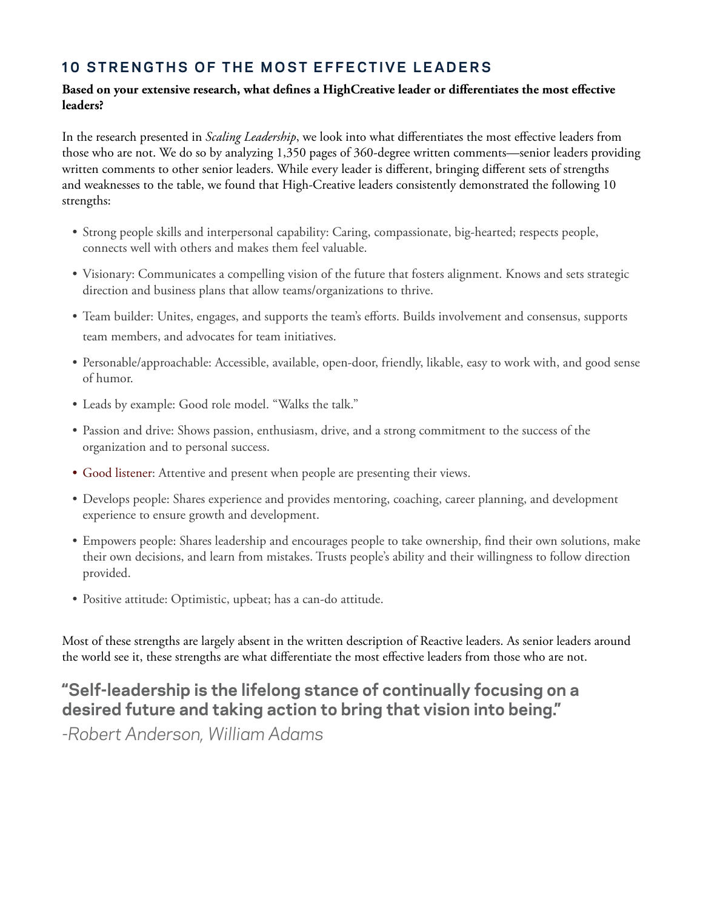## 10 STRENGTHS OF THE MOST EFFECTIVE LEADERS

**Based on your extensive research, what defines a HighCreative leader or differentiates the most effective leaders?**

In the research presented in *Scaling Leadership*, we look into what differentiates the most effective leaders from those who are not. We do so by analyzing 1,350 pages of 360-degree written comments—senior leaders providing written comments to other senior leaders. While every leader is different, bringing different sets of strengths and weaknesses to the table, we found that High-Creative leaders consistently demonstrated the following 10 strengths:

- Strong people skills and interpersonal capability: Caring, compassionate, big-hearted; respects people, connects well with others and makes them feel valuable.
- Visionary: Communicates a compelling vision of the future that fosters alignment. Knows and sets strategic direction and business plans that allow teams/organizations to thrive.
- Team builder: Unites, engages, and supports the team's efforts. Builds involvement and consensus, supports team members, and advocates for team initiatives.
- Personable/approachable: Accessible, available, open-door, friendly, likable, easy to work with, and good sense of humor.
- Leads by example: Good role model. "Walks the talk."
- Passion and drive: Shows passion, enthusiasm, drive, and a strong commitment to the success of the organization and to personal success.
- Good listener: Attentive and present when people are presenting their views.
- Develops people: Shares experience and provides mentoring, coaching, career planning, and development experience to ensure growth and development.
- Empowers people: Shares leadership and encourages people to take ownership, find their own solutions, make their own decisions, and learn from mistakes. Trusts people's ability and their willingness to follow direction provided.
- Positive attitude: Optimistic, upbeat; has a can-do attitude.

Most of these strengths are largely absent in the written description of Reactive leaders. As senior leaders around the world see it, these strengths are what differentiate the most effective leaders from those who are not.

**"Self-leadership is the lifelong stance of continually focusing on a desired future and taking action to bring that vision into being."**

*-Robert Anderson, William Adams*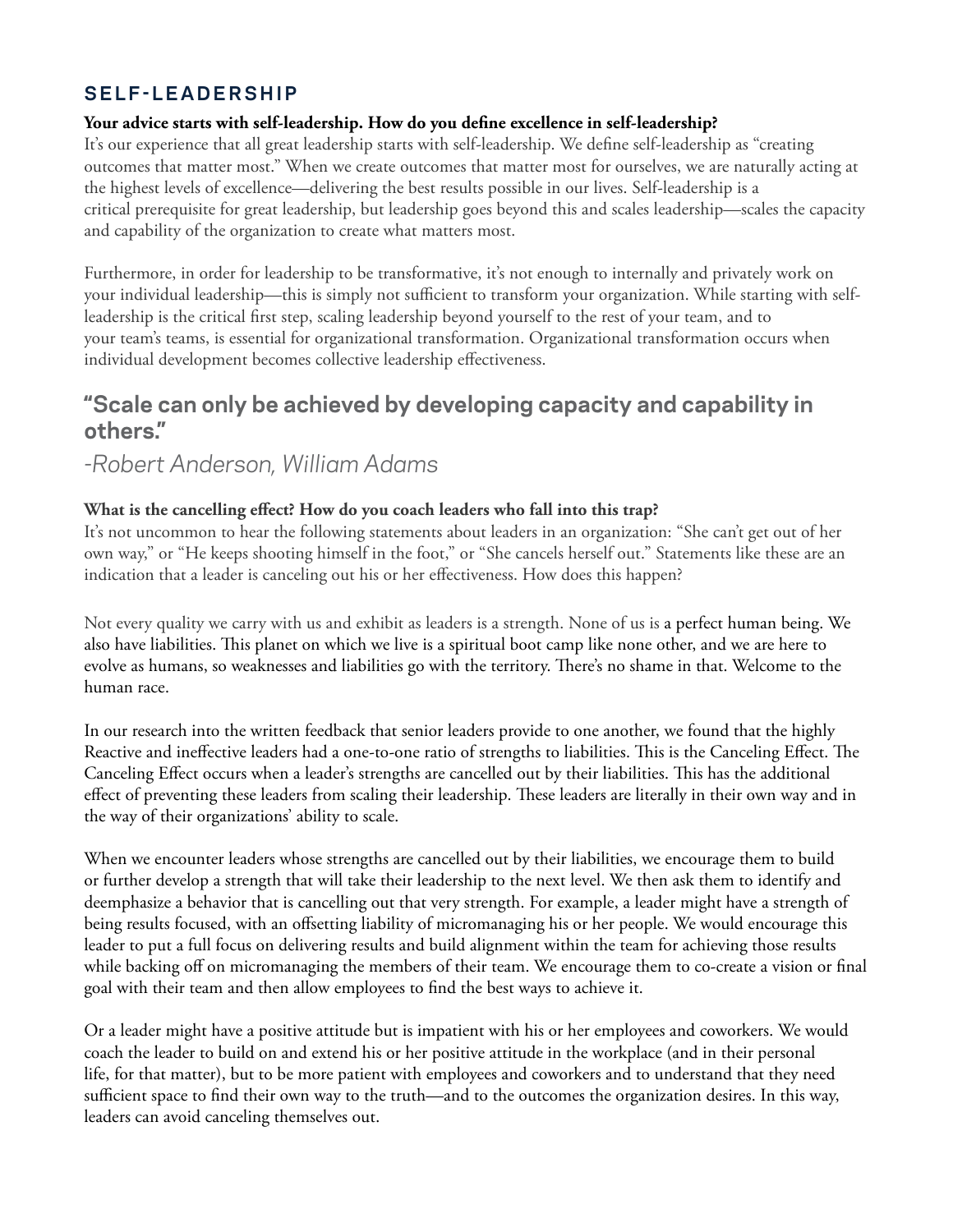## SELF-LEADERSHIP

**Your advice starts with self-leadership. How do you define excellence in self-leadership?**

It's our experience that all great leadership starts with self-leadership. We define self-leadership as "creating outcomes that matter most." When we create outcomes that matter most for ourselves, we are naturally acting at the highest levels of excellence—delivering the best results possible in our lives. Self-leadership is a critical prerequisite for great leadership, but leadership goes beyond this and scales leadership—scales the capacity and capability of the organization to create what matters most.

Furthermore, in order for leadership to be transformative, it's not enough to internally and privately work on your individual leadership—this is simply not sufficient to transform your organization. While starting with self-leadership is the critical first step, scaling leadership beyond yourself to the rest of your team, and to your team's teams, is essential for organizational transformation. Organizational transformation occurs when individual development becomes collective leadership effectiveness.

### "Scale can only be achieved by developing capacity and capability in others."

*-Robert Anderson, William Adams*

**What is the cancelling effect? How do you coach leaders who fall into this trap?**

It's not uncommon to hear the following statements about leaders in an organization: "She can't get out of her own way," or "He keeps shooting himself in the foot," or "She cancels herself out." Statements like these are an indication that a leader is canceling out his or her effectiveness. How does this happen?

Not every quality we carry with us and exhibit as leaders is a strength. None of us is a perfect human being. We also have liabilities. This planet on which we live is a spiritual boot camp like none other, and we are here to evolve as humans, so weaknesses and liabilities go with the territory. There's no shame in that. Welcome to the human race.

In our research into the written feedback that senior leaders provide to one another, we found that the highly Reactive and ineffective leaders had a one-to-one ratio of strengths to liabilities. This is the Canceling Effect. The Canceling Effect occurs when a leader's strengths are cancelled out by their liabilities. This has the additional effect of preventing these leaders from scaling their leadership. These leaders are literally in their own way and in the way of their organizations' ability to scale.

When we encounter leaders whose strengths are cancelled out by their liabilities, we encourage them to build or further develop a strength that will take their leadership to the next level. We then ask them to identify and deemphasize a behavior that is cancelling out that very strength. For example, a leader might have a strength of being results focused, with an offsetting liability of micromanaging his or her people. We would encourage this leader to put a full focus on delivering results and build alignment within the team for achieving those results while backing off on micromanaging the members of their team. We encourage them to co-create a vision or final goal with their team and then allow employees to find the best ways to achieve it.

Or a leader might have a positive attitude but is impatient with his or her employees and coworkers. We would coach the leader to build on and extend his or her positive attitude in the workplace (and in their personal life, for that matter), but to be more patient with employees and coworkers and to understand that they need sufficient space to find their own way to the truth—and to the outcomes the organization desires. In this way, leaders can avoid canceling themselves out.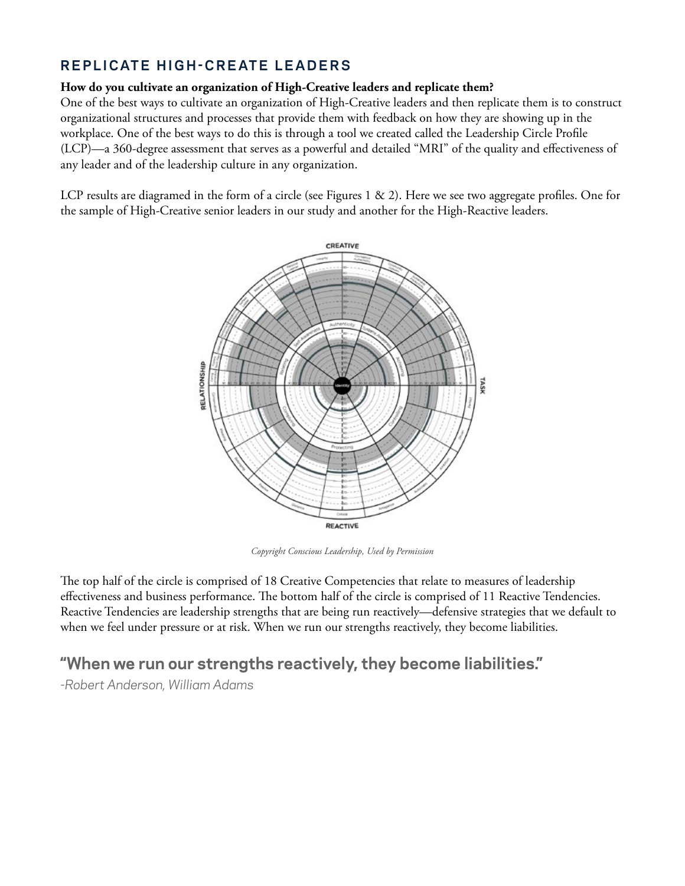## REPLICATE HIGH-CREATE LEADERS

**How do you cultivate an organization of High-Creative leaders and replicate them?**

One of the best ways to cultivate an organization of High-Creative leaders and then replicate them is to construct organizational structures and processes that provide them with feedback on how they are showing up in the workplace. One of the best ways to do this is through a tool we created called the Leadership Circle Profile (LCP)—a 360-degree assessment that serves as a powerful and detailed "MRI" of the quality and effectiveness of any leader and of the leadership culture in any organization.

LCP results are diagramed in the form of a circle (see Figures 1 & 2). Here we see two aggregate profiles. One for the sample of High-Creative senior leaders in our study and another for the High-Reactive leaders.

*Copyright Conscious Leadership, Used by Permission*

The top half of the circle is comprised of 18 Creative Competencies that relate to measures of leadership effectiveness and business performance. The bottom half of the circle is comprised of 11 Reactive Tendencies. Reactive Tendencies are leadership strengths that are being run reactively—defensive strategies that we default to when we feel under pressure or at risk. When we run our strengths reactively, they become liabilities.

### "When we run our strengths reactively, they become liabilities."

*-Robert Anderson, William Adams*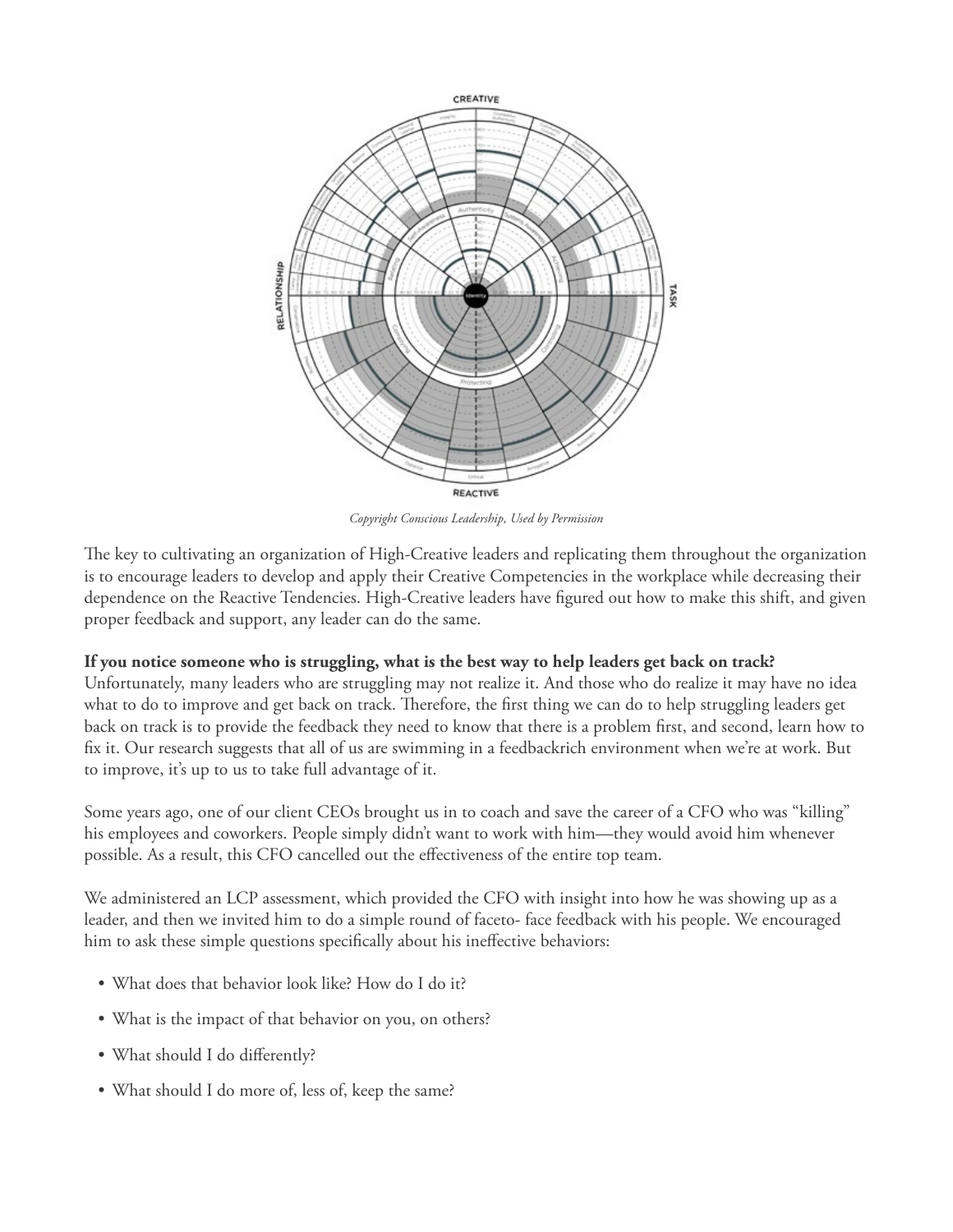*Copyright Conscious Leadership, Used by Permission*

The key to cultivating an organization of High-Creative leaders and replicating them throughout the organization is to encourage leaders to develop and apply their Creative Competencies in the workplace while decreasing their dependence on the Reactive Tendencies. High-Creative leaders have figured out how to make this shift, and given proper feedback and support, any leader can do the same.

**If you notice someone who is struggling, what is the best way to help leaders get back on track?**
Unfortunately, many leaders who are struggling may not realize it. And those who do realize it may have no idea what to do to improve and get back on track. Therefore, the first thing we can do to help struggling leaders get back on track is to provide the feedback they need to know that there is a problem first, and second, learn how to fix it. Our research suggests that all of us are swimming in a feedbackrich environment when we're at work. But to improve, it's up to us to take full advantage of it.

Some years ago, one of our client CEOs brought us in to coach and save the career of a CFO who was "killing" his employees and coworkers. People simply didn't want to work with him—they would avoid him whenever possible. As a result, this CFO cancelled out the effectiveness of the entire top team.

We administered an LCP assessment, which provided the CFO with insight into how he was showing up as a leader, and then we invited him to do a simple round of faceto- face feedback with his people. We encouraged him to ask these simple questions specifically about his ineffective behaviors:

- What does that behavior look like? How do I do it?
- What is the impact of that behavior on you, on others?
- What should I do differently?
- What should I do more of, less of, keep the same?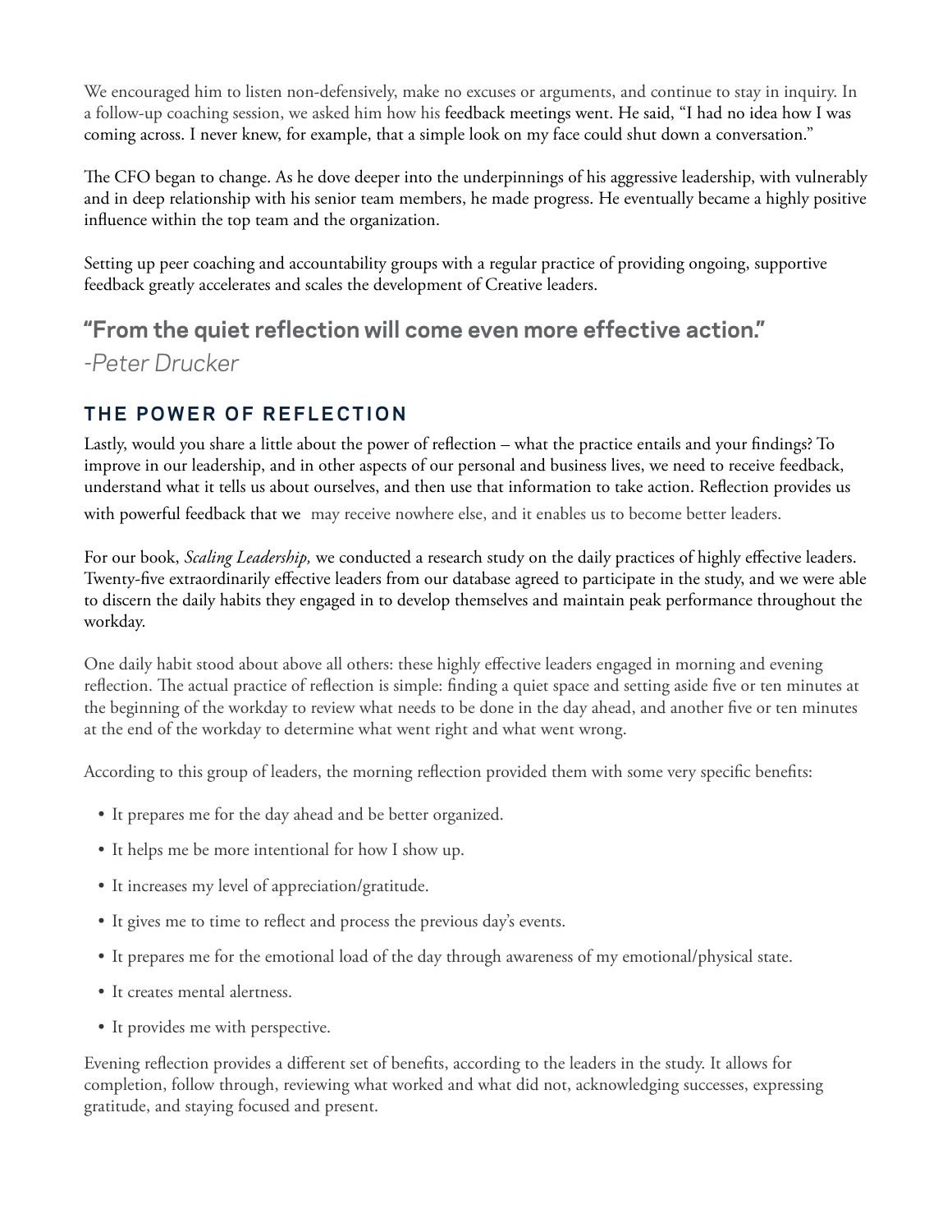We encouraged him to listen non-defensively, make no excuses or arguments, and continue to stay in inquiry. In a follow-up coaching session, we asked him how his feedback meetings went. He said, "I had no idea how I was coming across. I never knew, for example, that a simple look on my face could shut down a conversation."

The CFO began to change. As he dove deeper into the underpinnings of his aggressive leadership, with vulnerably and in deep relationship with his senior team members, he made progress. He eventually became a highly positive influence within the top team and the organization.

Setting up peer coaching and accountability groups with a regular practice of providing ongoing, supportive feedback greatly accelerates and scales the development of Creative leaders.

**"From the quiet reflection will come even more effective action."**

*-Peter Drucker*

## THE POWER OF REFLECTION

Lastly, would you share a little about the power of reflection – what the practice entails and your findings? To improve in our leadership, and in other aspects of our personal and business lives, we need to receive feedback, understand what it tells us about ourselves, and then use that information to take action. Reflection provides us with powerful feedback that we may receive nowhere else, and it enables us to become better leaders.

For our book, *Scaling Leadership,* we conducted a research study on the daily practices of highly effective leaders. Twenty-five extraordinarily effective leaders from our database agreed to participate in the study, and we were able to discern the daily habits they engaged in to develop themselves and maintain peak performance throughout the workday.

One daily habit stood about above all others: these highly effective leaders engaged in morning and evening reflection. The actual practice of reflection is simple: finding a quiet space and setting aside five or ten minutes at the beginning of the workday to review what needs to be done in the day ahead, and another five or ten minutes at the end of the workday to determine what went right and what went wrong.

According to this group of leaders, the morning reflection provided them with some very specific benefits:

- It prepares me for the day ahead and be better organized.
- It helps me be more intentional for how I show up.
- It increases my level of appreciation/gratitude.
- It gives me to time to reflect and process the previous day's events.
- It prepares me for the emotional load of the day through awareness of my emotional/physical state.
- It creates mental alertness.
- It provides me with perspective.

Evening reflection provides a different set of benefits, according to the leaders in the study. It allows for completion, follow through, reviewing what worked and what did not, acknowledging successes, expressing gratitude, and staying focused and present.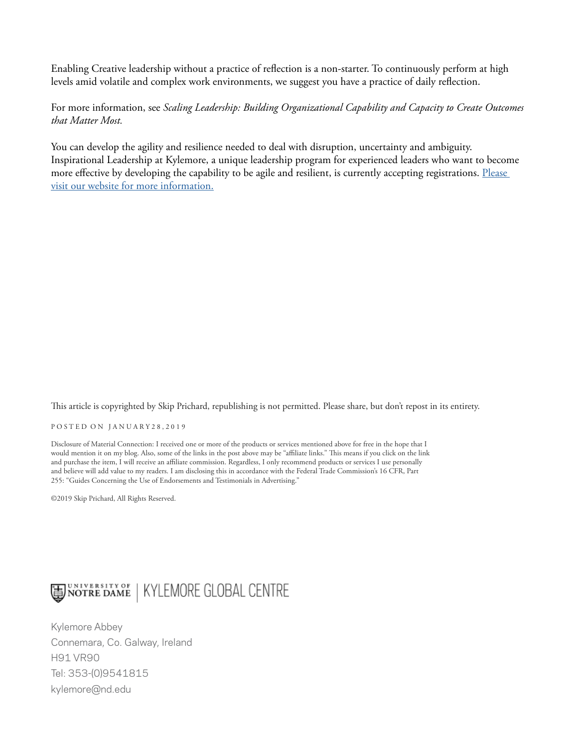Enabling Creative leadership without a practice of reflection is a non-starter. To continuously perform at high levels amid volatile and complex work environments, we suggest you have a practice of daily reflection.

For more information, see *Scaling Leadership: Building Organizational Capability and Capacity to Create Outcomes that Matter Most.*

You can develop the agility and resilience needed to deal with disruption, uncertainty and ambiguity. Inspirational Leadership at Kylemore, a unique leadership program for experienced leaders who want to become more effective by developing the capability to be agile and resilient, is currently accepting registrations. [Please visit our website for more information.]()

This article is copyrighted by Skip Prichard, republishing is not permitted. Please share, but don't repost in its entirety.

POSTED ON JANUARY28,2019

Disclosure of Material Connection: I received one or more of the products or services mentioned above for free in the hope that I would mention it on my blog. Also, some of the links in the post above may be "affiliate links." This means if you click on the link and purchase the item, I will receive an affiliate commission. Regardless, I only recommend products or services I use personally and believe will add value to my readers. I am disclosing this in accordance with the Federal Trade Commission's 16 CFR, Part 255: "Guides Concerning the Use of Endorsements and Testimonials in Advertising."

©2019 Skip Prichard, All Rights Reserved.

UNIVERSITY OF NOTRE DAME | KYLEMORE GLOBAL CENTRE

Kylemore Abbey
Connemara, Co. Galway, Ireland
H91 VR90
Tel: 353-(0)9541815
kylemore@nd.edu